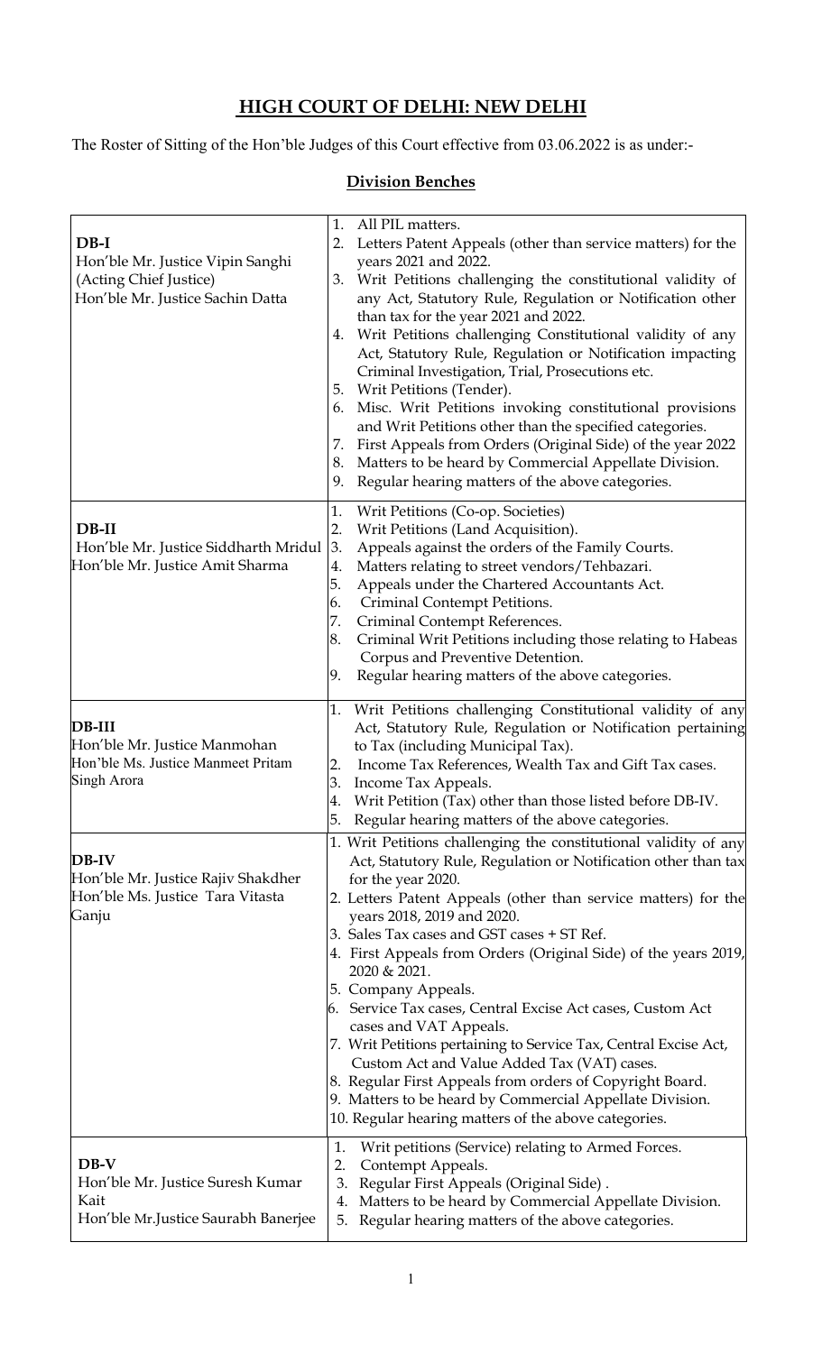# HIGH COURT OF DELHI: NEW DELHI

The Roster of Sitting of the Hon'ble Judges of this Court effective from 03.06.2022 is as under:-

## Division Benches

| Bench | Matters |
|---|---|
| **DB-I**<br>Hon'ble Mr. Justice Vipin Sanghi<br>(Acting Chief Justice)<br>Hon'ble Mr. Justice Sachin Datta | 1. All PIL matters.<br>2. Letters Patent Appeals (other than service matters) for the years 2021 and 2022.<br>3. Writ Petitions challenging the constitutional validity of any Act, Statutory Rule, Regulation or Notification other than tax for the year 2021 and 2022.<br>4. Writ Petitions challenging Constitutional validity of any Act, Statutory Rule, Regulation or Notification impacting Criminal Investigation, Trial, Prosecutions etc.<br>5. Writ Petitions (Tender).<br>6. Misc. Writ Petitions invoking constitutional provisions and Writ Petitions other than the specified categories.<br>7. First Appeals from Orders (Original Side) of the year 2022<br>8. Matters to be heard by Commercial Appellate Division.<br>9. Regular hearing matters of the above categories. |
| **DB-II**<br>Hon'ble Mr. Justice Siddharth Mridul<br>Hon'ble Mr. Justice Amit Sharma | 1. Writ Petitions (Co-op. Societies)<br>2. Writ Petitions (Land Acquisition).<br>3. Appeals against the orders of the Family Courts.<br>4. Matters relating to street vendors/Tehbazari.<br>5. Appeals under the Chartered Accountants Act.<br>6. Criminal Contempt Petitions.<br>7. Criminal Contempt References.<br>8. Criminal Writ Petitions including those relating to Habeas Corpus and Preventive Detention.<br>9. Regular hearing matters of the above categories. |
| **DB-III**<br>Hon'ble Mr. Justice Manmohan<br>Hon'ble Ms. Justice Manmeet Pritam Singh Arora | 1. Writ Petitions challenging Constitutional validity of any Act, Statutory Rule, Regulation or Notification pertaining to Tax (including Municipal Tax).<br>2. Income Tax References, Wealth Tax and Gift Tax cases.<br>3. Income Tax Appeals.<br>4. Writ Petition (Tax) other than those listed before DB-IV.<br>5. Regular hearing matters of the above categories. |
| **DB-IV**<br>Hon'ble Mr. Justice Rajiv Shakdher<br>Hon'ble Ms. Justice Tara Vitasta Ganju | 1. Writ Petitions challenging the constitutional validity of any Act, Statutory Rule, Regulation or Notification other than tax for the year 2020.<br>2. Letters Patent Appeals (other than service matters) for the years 2018, 2019 and 2020.<br>3. Sales Tax cases and GST cases + ST Ref.<br>4. First Appeals from Orders (Original Side) of the years 2019, 2020 & 2021.<br>5. Company Appeals.<br>6. Service Tax cases, Central Excise Act cases, Custom Act cases and VAT Appeals.<br>7. Writ Petitions pertaining to Service Tax, Central Excise Act, Custom Act and Value Added Tax (VAT) cases.<br>8. Regular First Appeals from orders of Copyright Board.<br>9. Matters to be heard by Commercial Appellate Division.<br>10. Regular hearing matters of the above categories. |
| **DB-V**<br>Hon'ble Mr. Justice Suresh Kumar Kait<br>Hon'ble Mr.Justice Saurabh Banerjee | 1. Writ petitions (Service) relating to Armed Forces.<br>2. Contempt Appeals.<br>3. Regular First Appeals (Original Side) .<br>4. Matters to be heard by Commercial Appellate Division.<br>5. Regular hearing matters of the above categories. |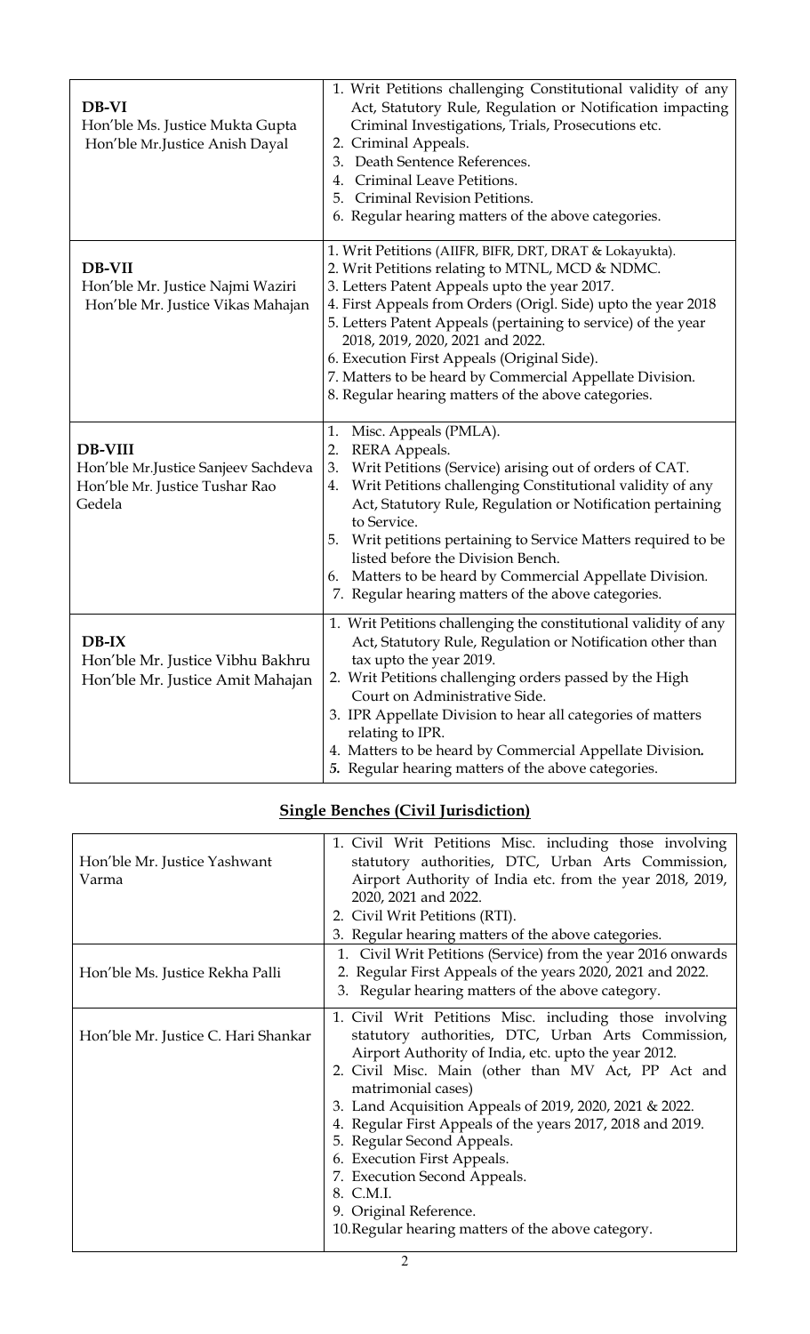| | |
|---|---|
| **DB-VI**<br>Hon'ble Ms. Justice Mukta Gupta<br>Hon'ble Mr.Justice Anish Dayal | 1. Writ Petitions challenging Constitutional validity of any Act, Statutory Rule, Regulation or Notification impacting Criminal Investigations, Trials, Prosecutions etc.<br>2. Criminal Appeals.<br>3. Death Sentence References.<br>4. Criminal Leave Petitions.<br>5. Criminal Revision Petitions.<br>6. Regular hearing matters of the above categories. |
| **DB-VII**<br>Hon'ble Mr. Justice Najmi Waziri<br>Hon'ble Mr. Justice Vikas Mahajan | 1. Writ Petitions (AIIFR, BIFR, DRT, DRAT & Lokayukta).<br>2. Writ Petitions relating to MTNL, MCD & NDMC.<br>3. Letters Patent Appeals upto the year 2017.<br>4. First Appeals from Orders (Origl. Side) upto the year 2018<br>5. Letters Patent Appeals (pertaining to service) of the year 2018, 2019, 2020, 2021 and 2022.<br>6. Execution First Appeals (Original Side).<br>7. Matters to be heard by Commercial Appellate Division.<br>8. Regular hearing matters of the above categories. |
| **DB-VIII**<br>Hon'ble Mr.Justice Sanjeev Sachdeva<br>Hon'ble Mr. Justice Tushar Rao Gedela | 1. Misc. Appeals (PMLA).<br>2. RERA Appeals.<br>3. Writ Petitions (Service) arising out of orders of CAT.<br>4. Writ Petitions challenging Constitutional validity of any Act, Statutory Rule, Regulation or Notification pertaining to Service.<br>5. Writ petitions pertaining to Service Matters required to be listed before the Division Bench.<br>6. Matters to be heard by Commercial Appellate Division.<br>7. Regular hearing matters of the above categories. |
| **DB-IX**<br>Hon'ble Mr. Justice Vibhu Bakhru<br>Hon'ble Mr. Justice Amit Mahajan | 1. Writ Petitions challenging the constitutional validity of any Act, Statutory Rule, Regulation or Notification other than tax upto the year 2019.<br>2. Writ Petitions challenging orders passed by the High Court on Administrative Side.<br>3. IPR Appellate Division to hear all categories of matters relating to IPR.<br>4. Matters to be heard by Commercial Appellate Division**.**<br>**5.** Regular hearing matters of the above categories. |

## Single Benches (Civil Jurisdiction)

| | |
|---|---|
| Hon'ble Mr. Justice Yashwant Varma | 1. Civil Writ Petitions Misc. including those involving statutory authorities, DTC, Urban Arts Commission, Airport Authority of India etc. from the year 2018, 2019, 2020, 2021 and 2022.<br>2. Civil Writ Petitions (RTI).<br>3. Regular hearing matters of the above categories. |
| Hon'ble Ms. Justice Rekha Palli | 1. Civil Writ Petitions (Service) from the year 2016 onwards<br>2. Regular First Appeals of the years 2020, 2021 and 2022.<br>3. Regular hearing matters of the above category. |
| Hon'ble Mr. Justice C. Hari Shankar | 1. Civil Writ Petitions Misc. including those involving statutory authorities, DTC, Urban Arts Commission, Airport Authority of India, etc. upto the year 2012.<br>2. Civil Misc. Main (other than MV Act, PP Act and matrimonial cases)<br>3. Land Acquisition Appeals of 2019, 2020, 2021 & 2022.<br>4. Regular First Appeals of the years 2017, 2018 and 2019.<br>5. Regular Second Appeals.<br>6. Execution First Appeals.<br>7. Execution Second Appeals.<br>8. C.M.I.<br>9. Original Reference.<br>10. Regular hearing matters of the above category. |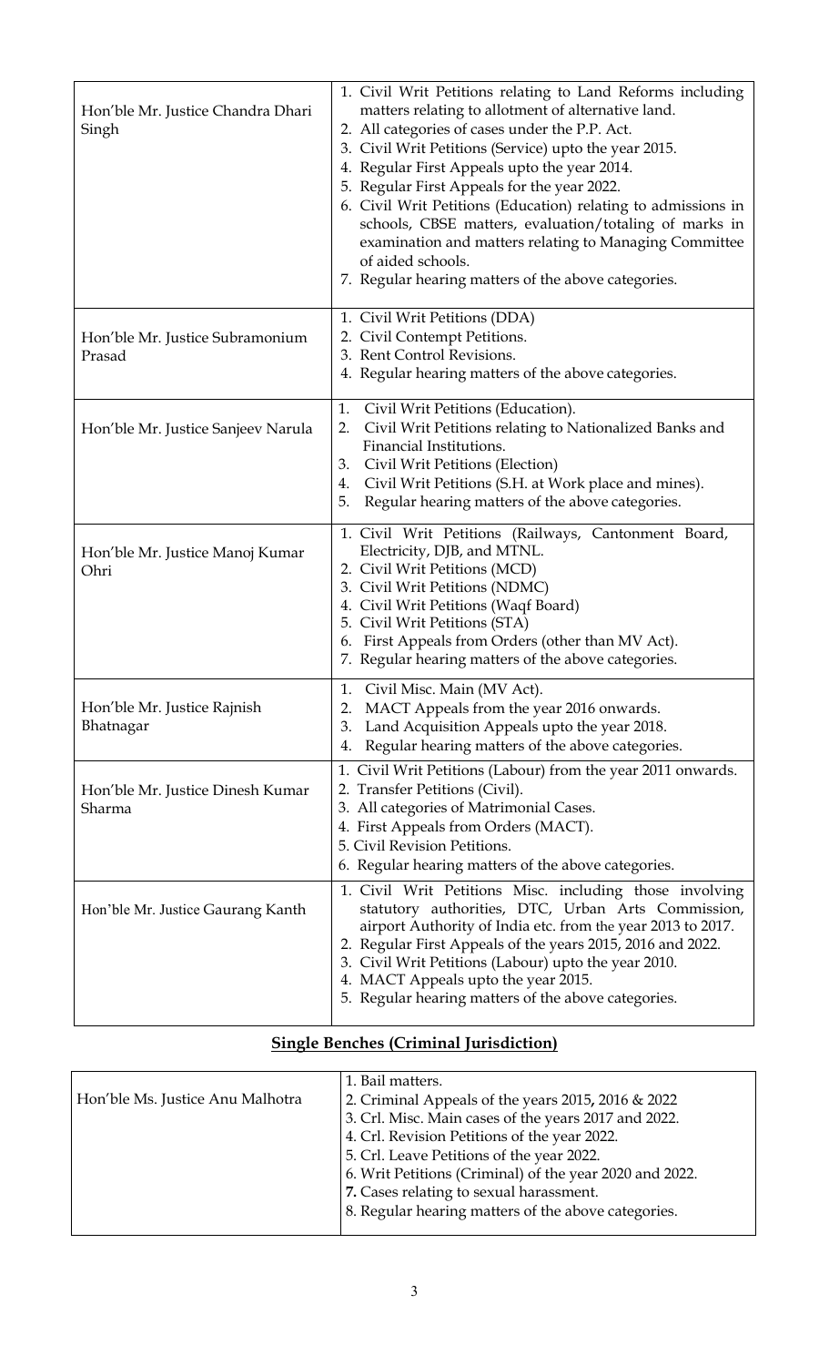| | |
|---|---|
| Hon'ble Mr. Justice Chandra Dhari Singh | 1. Civil Writ Petitions relating to Land Reforms including matters relating to allotment of alternative land.<br>2. All categories of cases under the P.P. Act.<br>3. Civil Writ Petitions (Service) upto the year 2015.<br>4. Regular First Appeals upto the year 2014.<br>5. Regular First Appeals for the year 2022.<br>6. Civil Writ Petitions (Education) relating to admissions in schools, CBSE matters, evaluation/totaling of marks in examination and matters relating to Managing Committee of aided schools.<br>7. Regular hearing matters of the above categories. |
| Hon'ble Mr. Justice Subramonium Prasad | 1. Civil Writ Petitions (DDA)<br>2. Civil Contempt Petitions.<br>3. Rent Control Revisions.<br>4. Regular hearing matters of the above categories. |
| Hon'ble Mr. Justice Sanjeev Narula | 1. Civil Writ Petitions (Education).<br>2. Civil Writ Petitions relating to Nationalized Banks and Financial Institutions.<br>3. Civil Writ Petitions (Election)<br>4. Civil Writ Petitions (S.H. at Work place and mines).<br>5. Regular hearing matters of the above categories. |
| Hon'ble Mr. Justice Manoj Kumar Ohri | 1. Civil Writ Petitions (Railways, Cantonment Board, Electricity, DJB, and MTNL.<br>2. Civil Writ Petitions (MCD)<br>3. Civil Writ Petitions (NDMC)<br>4. Civil Writ Petitions (Waqf Board)<br>5. Civil Writ Petitions (STA)<br>6. First Appeals from Orders (other than MV Act).<br>7. Regular hearing matters of the above categories. |
| Hon'ble Mr. Justice Rajnish Bhatnagar | 1. Civil Misc. Main (MV Act).<br>2. MACT Appeals from the year 2016 onwards.<br>3. Land Acquisition Appeals upto the year 2018.<br>4. Regular hearing matters of the above categories. |
| Hon'ble Mr. Justice Dinesh Kumar Sharma | 1. Civil Writ Petitions (Labour) from the year 2011 onwards.<br>2. Transfer Petitions (Civil).<br>3. All categories of Matrimonial Cases.<br>4. First Appeals from Orders (MACT).<br>5. Civil Revision Petitions.<br>6. Regular hearing matters of the above categories. |
| Hon'ble Mr. Justice Gaurang Kanth | 1. Civil Writ Petitions Misc. including those involving statutory authorities, DTC, Urban Arts Commission, airport Authority of India etc. from the year 2013 to 2017.<br>2. Regular First Appeals of the years 2015, 2016 and 2022.<br>3. Civil Writ Petitions (Labour) upto the year 2010.<br>4. MACT Appeals upto the year 2015.<br>5. Regular hearing matters of the above categories. |

## **Single Benches (Criminal Jurisdiction)**

| | |
|---|---|
| Hon'ble Ms. Justice Anu Malhotra | 1. Bail matters.<br>2. Criminal Appeals of the years 2015**,** 2016 & 2022<br>3. Crl. Misc. Main cases of the years 2017 and 2022.<br>4. Crl. Revision Petitions of the year 2022.<br>5. Crl. Leave Petitions of the year 2022.<br>6. Writ Petitions (Criminal) of the year 2020 and 2022.<br>**7.** Cases relating to sexual harassment.<br>8. Regular hearing matters of the above categories. |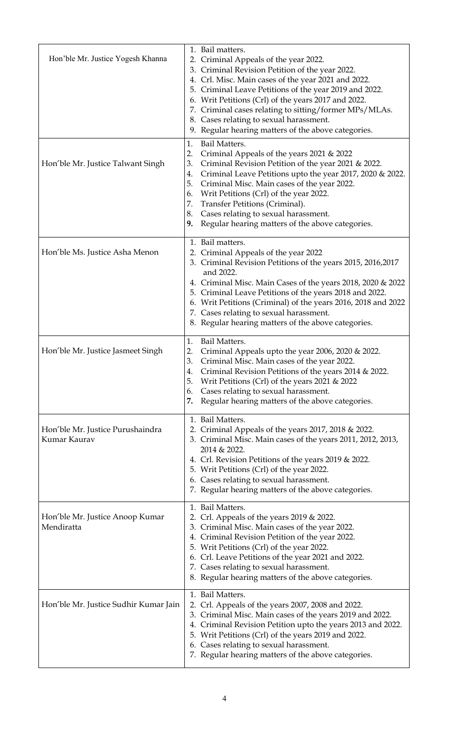| | |
|---|---|
| Hon'ble Mr. Justice Yogesh Khanna | 1. Bail matters.<br>2. Criminal Appeals of the year 2022.<br>3. Criminal Revision Petition of the year 2022.<br>4. Crl. Misc. Main cases of the year 2021 and 2022.<br>5. Criminal Leave Petitions of the year 2019 and 2022.<br>6. Writ Petitions (Crl) of the years 2017 and 2022.<br>7. Criminal cases relating to sitting/former MPs/MLAs.<br>8. Cases relating to sexual harassment.<br>9. Regular hearing matters of the above categories. |
| Hon'ble Mr. Justice Talwant Singh | 1. Bail Matters.<br>2. Criminal Appeals of the years 2021 & 2022<br>3. Criminal Revision Petition of the year 2021 & 2022.<br>4. Criminal Leave Petitions upto the year 2017, 2020 & 2022.<br>5. Criminal Misc. Main cases of the year 2022.<br>6. Writ Petitions (Crl) of the year 2022.<br>7. Transfer Petitions (Criminal).<br>8. Cases relating to sexual harassment.<br>**9.** Regular hearing matters of the above categories. |
| Hon'ble Ms. Justice Asha Menon | 1. Bail matters.<br>2. Criminal Appeals of the year 2022<br>3. Criminal Revision Petitions of the years 2015, 2016,2017 and 2022.<br>4. Criminal Misc. Main Cases of the years 2018, 2020 & 2022<br>5. Criminal Leave Petitions of the years 2018 and 2022.<br>6. Writ Petitions (Criminal) of the years 2016, 2018 and 2022<br>7. Cases relating to sexual harassment.<br>8. Regular hearing matters of the above categories. |
| Hon'ble Mr. Justice Jasmeet Singh | 1. Bail Matters.<br>2. Criminal Appeals upto the year 2006, 2020 & 2022.<br>3. Criminal Misc. Main cases of the year 2022.<br>4. Criminal Revision Petitions of the years 2014 & 2022.<br>5. Writ Petitions (Crl) of the years 2021 & 2022<br>6. Cases relating to sexual harassment.<br>**7.** Regular hearing matters of the above categories. |
| Hon'ble Mr. Justice Purushaindra Kumar Kaurav | 1. Bail Matters.<br>2. Criminal Appeals of the years 2017, 2018 & 2022.<br>3. Criminal Misc. Main cases of the years 2011, 2012, 2013, 2014 & 2022.<br>4. Crl. Revision Petitions of the years 2019 & 2022.<br>5. Writ Petitions (Crl) of the year 2022.<br>6. Cases relating to sexual harassment.<br>7. Regular hearing matters of the above categories. |
| Hon'ble Mr. Justice Anoop Kumar Mendiratta | 1. Bail Matters.<br>2. Crl. Appeals of the years 2019 & 2022.<br>3. Criminal Misc. Main cases of the year 2022.<br>4. Criminal Revision Petition of the year 2022.<br>5. Writ Petitions (Crl) of the year 2022.<br>6. Crl. Leave Petitions of the year 2021 and 2022.<br>7. Cases relating to sexual harassment.<br>8. Regular hearing matters of the above categories. |
| Hon'ble Mr. Justice Sudhir Kumar Jain | 1. Bail Matters.<br>2. Crl. Appeals of the years 2007, 2008 and 2022.<br>3. Criminal Misc. Main cases of the years 2019 and 2022.<br>4. Criminal Revision Petition upto the years 2013 and 2022.<br>5. Writ Petitions (Crl) of the years 2019 and 2022.<br>6. Cases relating to sexual harassment.<br>7. Regular hearing matters of the above categories. |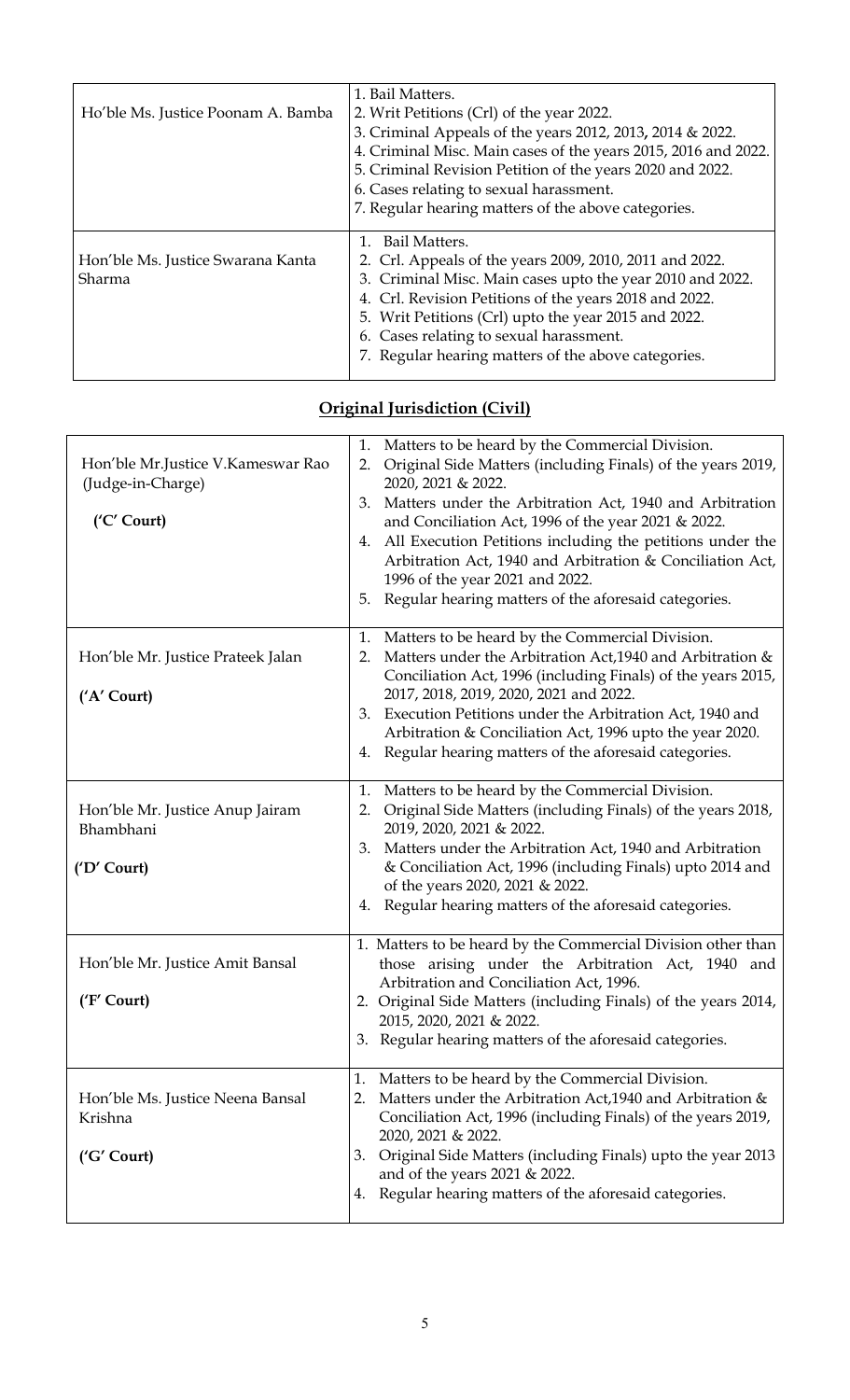| | |
|---|---|
| Ho'ble Ms. Justice Poonam A. Bamba | 1. Bail Matters.<br>2. Writ Petitions (Crl) of the year 2022.<br>3. Criminal Appeals of the years 2012, 2013**,** 2014 & 2022.<br>4. Criminal Misc. Main cases of the years 2015, 2016 and 2022.<br>5. Criminal Revision Petition of the years 2020 and 2022.<br>6. Cases relating to sexual harassment.<br>7. Regular hearing matters of the above categories. |
| Hon'ble Ms. Justice Swarana Kanta Sharma | 1. Bail Matters.<br>2. Crl. Appeals of the years 2009, 2010, 2011 and 2022.<br>3. Criminal Misc. Main cases upto the year 2010 and 2022.<br>4. Crl. Revision Petitions of the years 2018 and 2022.<br>5. Writ Petitions (Crl) upto the year 2015 and 2022.<br>6. Cases relating to sexual harassment.<br>7. Regular hearing matters of the above categories. |

## Original Jurisdiction (Civil)

| | |
|---|---|
| Hon'ble Mr.Justice V.Kameswar Rao (Judge-in-Charge)<br><br>**('C' Court)** | 1. Matters to be heard by the Commercial Division.<br>2. Original Side Matters (including Finals) of the years 2019, 2020, 2021 & 2022.<br>3. Matters under the Arbitration Act, 1940 and Arbitration and Conciliation Act, 1996 of the year 2021 & 2022.<br>4. All Execution Petitions including the petitions under the Arbitration Act, 1940 and Arbitration & Conciliation Act, 1996 of the year 2021 and 2022.<br>5. Regular hearing matters of the aforesaid categories. |
| Hon'ble Mr. Justice Prateek Jalan<br><br>**('A' Court)** | 1. Matters to be heard by the Commercial Division.<br>2. Matters under the Arbitration Act,1940 and Arbitration & Conciliation Act, 1996 (including Finals) of the years 2015, 2017, 2018, 2019, 2020, 2021 and 2022.<br>3. Execution Petitions under the Arbitration Act, 1940 and Arbitration & Conciliation Act, 1996 upto the year 2020.<br>4. Regular hearing matters of the aforesaid categories. |
| Hon'ble Mr. Justice Anup Jairam Bhambhani<br><br>**('D' Court)** | 1. Matters to be heard by the Commercial Division.<br>2. Original Side Matters (including Finals) of the years 2018, 2019, 2020, 2021 & 2022.<br>3. Matters under the Arbitration Act, 1940 and Arbitration & Conciliation Act, 1996 (including Finals) upto 2014 and of the years 2020, 2021 & 2022.<br>4. Regular hearing matters of the aforesaid categories. |
| Hon'ble Mr. Justice Amit Bansal<br><br>**('F' Court)** | 1. Matters to be heard by the Commercial Division other than those arising under the Arbitration Act, 1940 and Arbitration and Conciliation Act, 1996.<br>2. Original Side Matters (including Finals) of the years 2014, 2015, 2020, 2021 & 2022.<br>3. Regular hearing matters of the aforesaid categories. |
| Hon'ble Ms. Justice Neena Bansal Krishna<br><br>**('G' Court)** | 1. Matters to be heard by the Commercial Division.<br>2. Matters under the Arbitration Act,1940 and Arbitration & Conciliation Act, 1996 (including Finals) of the years 2019, 2020, 2021 & 2022.<br>3. Original Side Matters (including Finals) upto the year 2013 and of the years 2021 & 2022.<br>4. Regular hearing matters of the aforesaid categories. |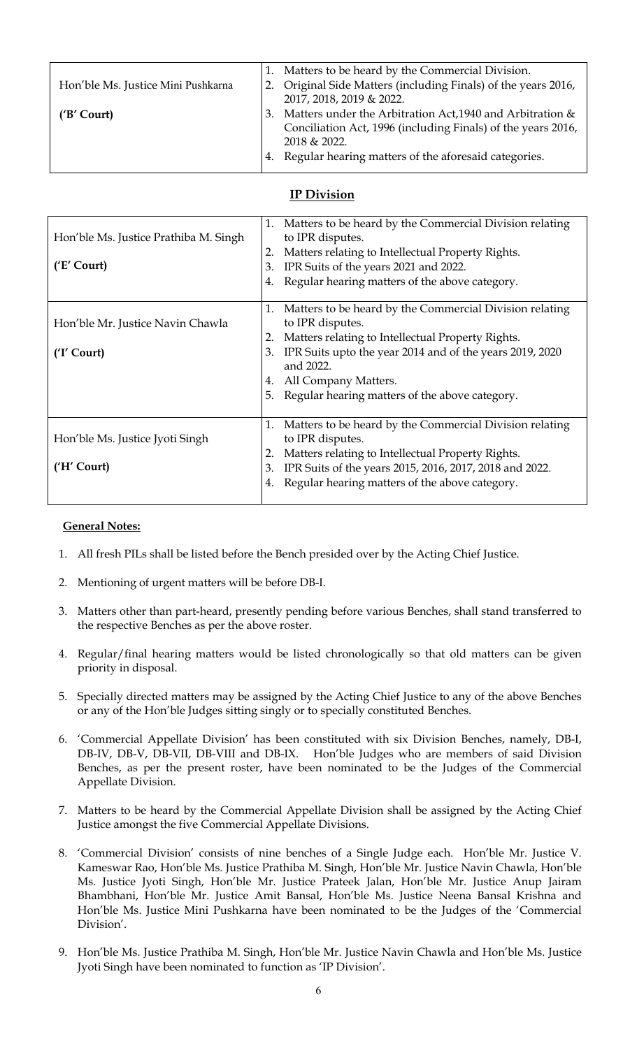| | |
|---|---|
| Hon'ble Ms. Justice Mini Pushkarna<br><br>**('B' Court)** | 1. Matters to be heard by the Commercial Division.<br>2. Original Side Matters (including Finals) of the years 2016, 2017, 2018, 2019 & 2022.<br>3. Matters under the Arbitration Act,1940 and Arbitration & Conciliation Act, 1996 (including Finals) of the years 2016, 2018 & 2022.<br>4. Regular hearing matters of the aforesaid categories. |

## IP Division

| | |
|---|---|
| Hon'ble Ms. Justice Prathiba M. Singh<br><br>**('E' Court)** | 1. Matters to be heard by the Commercial Division relating to IPR disputes.<br>2. Matters relating to Intellectual Property Rights.<br>3. IPR Suits of the years 2021 and 2022.<br>4. Regular hearing matters of the above category. |
| Hon'ble Mr. Justice Navin Chawla<br><br>**('I' Court)** | 1. Matters to be heard by the Commercial Division relating to IPR disputes.<br>2. Matters relating to Intellectual Property Rights.<br>3. IPR Suits upto the year 2014 and of the years 2019, 2020 and 2022.<br>4. All Company Matters.<br>5. Regular hearing matters of the above category. |
| Hon'ble Ms. Justice Jyoti Singh<br><br>**('H' Court)** | 1. Matters to be heard by the Commercial Division relating to IPR disputes.<br>2. Matters relating to Intellectual Property Rights.<br>3. IPR Suits of the years 2015, 2016, 2017, 2018 and 2022.<br>4. Regular hearing matters of the above category. |

**General Notes:**

1. All fresh PILs shall be listed before the Bench presided over by the Acting Chief Justice.

2. Mentioning of urgent matters will be before DB-I.

3. Matters other than part-heard, presently pending before various Benches, shall stand transferred to the respective Benches as per the above roster.

4. Regular/final hearing matters would be listed chronologically so that old matters can be given priority in disposal.

5. Specially directed matters may be assigned by the Acting Chief Justice to any of the above Benches or any of the Hon'ble Judges sitting singly or to specially constituted Benches.

6. 'Commercial Appellate Division' has been constituted with six Division Benches, namely, DB-I, DB-IV, DB-V, DB-VII, DB-VIII and DB-IX. Hon'ble Judges who are members of said Division Benches, as per the present roster, have been nominated to be the Judges of the Commercial Appellate Division.

7. Matters to be heard by the Commercial Appellate Division shall be assigned by the Acting Chief Justice amongst the five Commercial Appellate Divisions.

8. 'Commercial Division' consists of nine benches of a Single Judge each. Hon'ble Mr. Justice V. Kameswar Rao, Hon'ble Ms. Justice Prathiba M. Singh, Hon'ble Mr. Justice Navin Chawla, Hon'ble Ms. Justice Jyoti Singh, Hon'ble Mr. Justice Prateek Jalan, Hon'ble Mr. Justice Anup Jairam Bhambhani, Hon'ble Mr. Justice Amit Bansal, Hon'ble Ms. Justice Neena Bansal Krishna and Hon'ble Ms. Justice Mini Pushkarna have been nominated to be the Judges of the 'Commercial Division'.

9. Hon'ble Ms. Justice Prathiba M. Singh, Hon'ble Mr. Justice Navin Chawla and Hon'ble Ms. Justice Jyoti Singh have been nominated to function as 'IP Division'.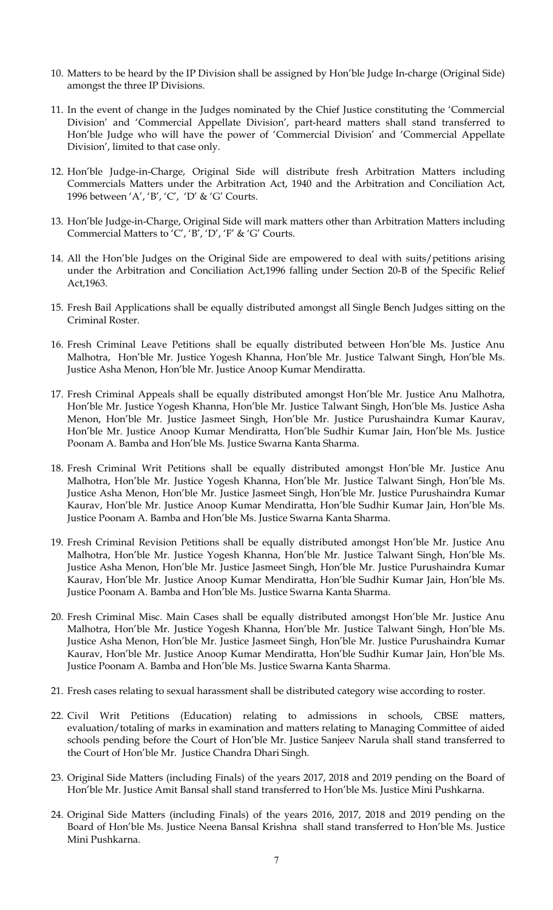10. Matters to be heard by the IP Division shall be assigned by Hon'ble Judge In-charge (Original Side) amongst the three IP Divisions.

11. In the event of change in the Judges nominated by the Chief Justice constituting the 'Commercial Division' and 'Commercial Appellate Division', part-heard matters shall stand transferred to Hon'ble Judge who will have the power of 'Commercial Division' and 'Commercial Appellate Division', limited to that case only.

12. Hon'ble Judge-in-Charge, Original Side will distribute fresh Arbitration Matters including Commercials Matters under the Arbitration Act, 1940 and the Arbitration and Conciliation Act, 1996 between 'A', 'B', 'C', 'D' & 'G' Courts.

13. Hon'ble Judge-in-Charge, Original Side will mark matters other than Arbitration Matters including Commercial Matters to 'C', 'B', 'D', 'F' & 'G' Courts.

14. All the Hon'ble Judges on the Original Side are empowered to deal with suits/petitions arising under the Arbitration and Conciliation Act,1996 falling under Section 20-B of the Specific Relief Act,1963.

15. Fresh Bail Applications shall be equally distributed amongst all Single Bench Judges sitting on the Criminal Roster.

16. Fresh Criminal Leave Petitions shall be equally distributed between Hon'ble Ms. Justice Anu Malhotra, Hon'ble Mr. Justice Yogesh Khanna, Hon'ble Mr. Justice Talwant Singh, Hon'ble Ms. Justice Asha Menon, Hon'ble Mr. Justice Anoop Kumar Mendiratta.

17. Fresh Criminal Appeals shall be equally distributed amongst Hon'ble Mr. Justice Anu Malhotra, Hon'ble Mr. Justice Yogesh Khanna, Hon'ble Mr. Justice Talwant Singh, Hon'ble Ms. Justice Asha Menon, Hon'ble Mr. Justice Jasmeet Singh, Hon'ble Mr. Justice Purushaindra Kumar Kaurav, Hon'ble Mr. Justice Anoop Kumar Mendiratta, Hon'ble Sudhir Kumar Jain, Hon'ble Ms. Justice Poonam A. Bamba and Hon'ble Ms. Justice Swarna Kanta Sharma.

18. Fresh Criminal Writ Petitions shall be equally distributed amongst Hon'ble Mr. Justice Anu Malhotra, Hon'ble Mr. Justice Yogesh Khanna, Hon'ble Mr. Justice Talwant Singh, Hon'ble Ms. Justice Asha Menon, Hon'ble Mr. Justice Jasmeet Singh, Hon'ble Mr. Justice Purushaindra Kumar Kaurav, Hon'ble Mr. Justice Anoop Kumar Mendiratta, Hon'ble Sudhir Kumar Jain, Hon'ble Ms. Justice Poonam A. Bamba and Hon'ble Ms. Justice Swarna Kanta Sharma.

19. Fresh Criminal Revision Petitions shall be equally distributed amongst Hon'ble Mr. Justice Anu Malhotra, Hon'ble Mr. Justice Yogesh Khanna, Hon'ble Mr. Justice Talwant Singh, Hon'ble Ms. Justice Asha Menon, Hon'ble Mr. Justice Jasmeet Singh, Hon'ble Mr. Justice Purushaindra Kumar Kaurav, Hon'ble Mr. Justice Anoop Kumar Mendiratta, Hon'ble Sudhir Kumar Jain, Hon'ble Ms. Justice Poonam A. Bamba and Hon'ble Ms. Justice Swarna Kanta Sharma.

20. Fresh Criminal Misc. Main Cases shall be equally distributed amongst Hon'ble Mr. Justice Anu Malhotra, Hon'ble Mr. Justice Yogesh Khanna, Hon'ble Mr. Justice Talwant Singh, Hon'ble Ms. Justice Asha Menon, Hon'ble Mr. Justice Jasmeet Singh, Hon'ble Mr. Justice Purushaindra Kumar Kaurav, Hon'ble Mr. Justice Anoop Kumar Mendiratta, Hon'ble Sudhir Kumar Jain, Hon'ble Ms. Justice Poonam A. Bamba and Hon'ble Ms. Justice Swarna Kanta Sharma.

21. Fresh cases relating to sexual harassment shall be distributed category wise according to roster.

22. Civil Writ Petitions (Education) relating to admissions in schools, CBSE matters, evaluation/totaling of marks in examination and matters relating to Managing Committee of aided schools pending before the Court of Hon'ble Mr. Justice Sanjeev Narula shall stand transferred to the Court of Hon'ble Mr. Justice Chandra Dhari Singh.

23. Original Side Matters (including Finals) of the years 2017, 2018 and 2019 pending on the Board of Hon'ble Mr. Justice Amit Bansal shall stand transferred to Hon'ble Ms. Justice Mini Pushkarna.

24. Original Side Matters (including Finals) of the years 2016, 2017, 2018 and 2019 pending on the Board of Hon'ble Ms. Justice Neena Bansal Krishna shall stand transferred to Hon'ble Ms. Justice Mini Pushkarna.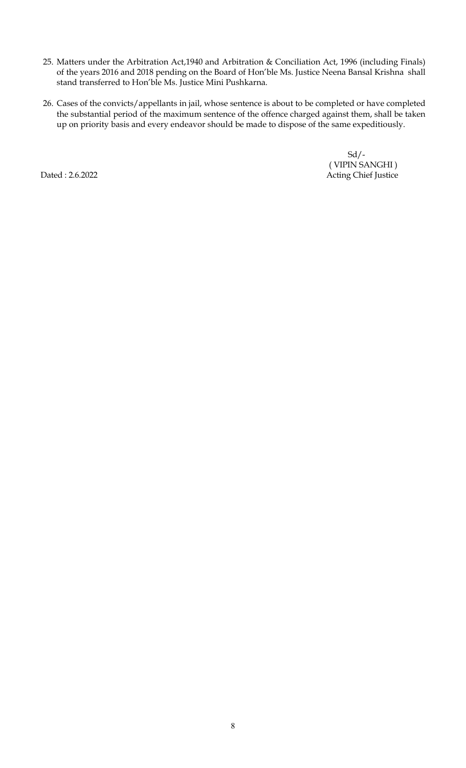25. Matters under the Arbitration Act,1940 and Arbitration & Conciliation Act, 1996 (including Finals) of the years 2016 and 2018 pending on the Board of Hon'ble Ms. Justice Neena Bansal Krishna shall stand transferred to Hon'ble Ms. Justice Mini Pushkarna.

26. Cases of the convicts/appellants in jail, whose sentence is about to be completed or have completed the substantial period of the maximum sentence of the offence charged against them, shall be taken up on priority basis and every endeavor should be made to dispose of the same expeditiously.

Sd/-
( VIPIN SANGHI )
Acting Chief Justice

Dated : 2.6.2022